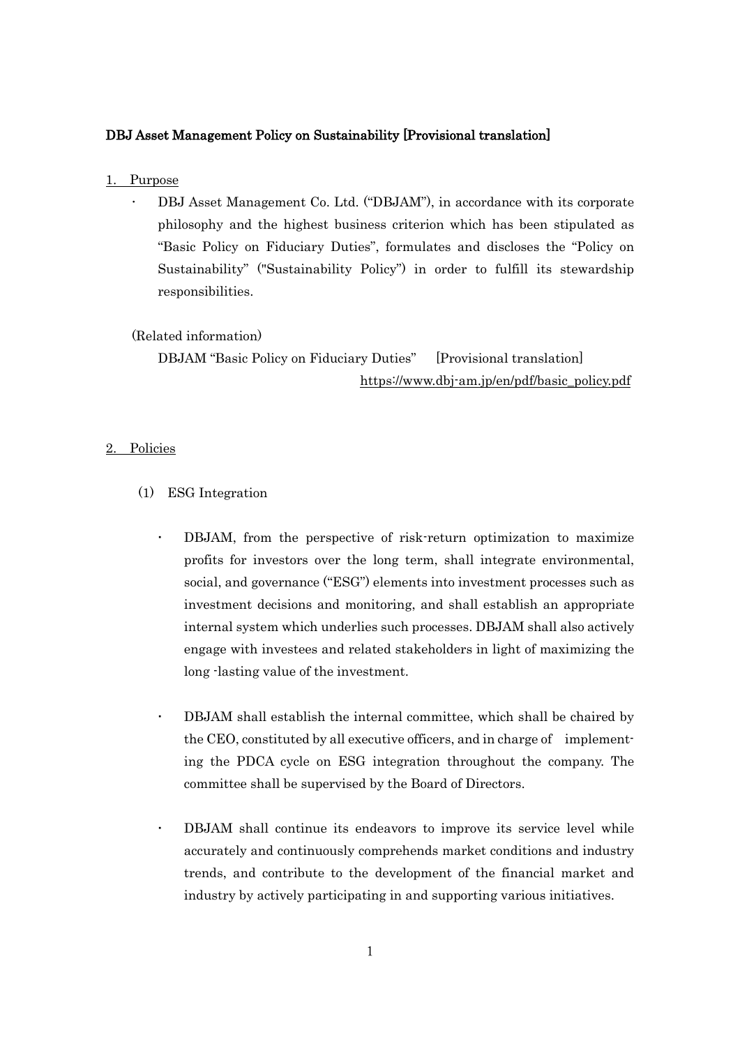**DBJ Asset Management Policy on Sustainability [Provisional translation]**

## 1. Purpose

- DBJ Asset Management Co. Ltd. ("DBJAM"), in accordance with its corporate philosophy and the highest business criterion which has been stipulated as "Basic Policy on Fiduciary Duties", formulates and discloses the "Policy on Sustainability" ("Sustainability Policy") in order to fulfill its stewardship responsibilities.

(Related information)

DBJAM "Basic Policy on Fiduciary Duties" [Provisional translation]

https://www.dbj-am.jp/en/pdf/basic_policy.pdf

## 2. Policies

### (1) ESG Integration

- DBJAM, from the perspective of risk-return optimization to maximize profits for investors over the long term, shall integrate environmental, social, and governance ("ESG") elements into investment processes such as investment decisions and monitoring, and shall establish an appropriate internal system which underlies such processes. DBJAM shall also actively engage with investees and related stakeholders in light of maximizing the long -lasting value of the investment.

- DBJAM shall establish the internal committee, which shall be chaired by the CEO, constituted by all executive officers, and in charge of implementing the PDCA cycle on ESG integration throughout the company. The committee shall be supervised by the Board of Directors.

- DBJAM shall continue its endeavors to improve its service level while accurately and continuously comprehends market conditions and industry trends, and contribute to the development of the financial market and industry by actively participating in and supporting various initiatives.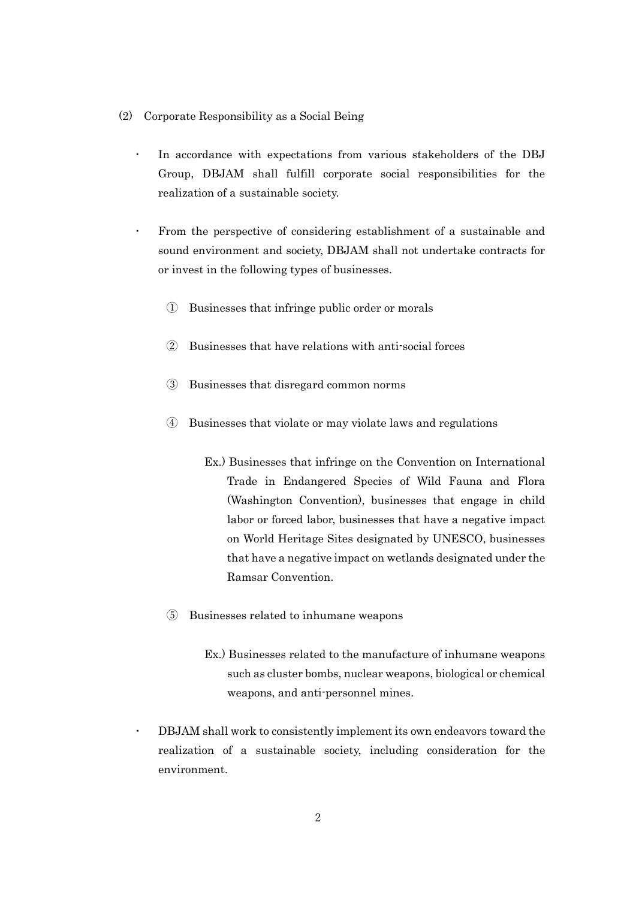## (2) Corporate Responsibility as a Social Being

- In accordance with expectations from various stakeholders of the DBJ Group, DBJAM shall fulfill corporate social responsibilities for the realization of a sustainable society.

- From the perspective of considering establishment of a sustainable and sound environment and society, DBJAM shall not undertake contracts for or invest in the following types of businesses.

  ① Businesses that infringe public order or morals

  ② Businesses that have relations with anti-social forces

  ③ Businesses that disregard common norms

  ④ Businesses that violate or may violate laws and regulations

  Ex.) Businesses that infringe on the Convention on International Trade in Endangered Species of Wild Fauna and Flora (Washington Convention), businesses that engage in child labor or forced labor, businesses that have a negative impact on World Heritage Sites designated by UNESCO, businesses that have a negative impact on wetlands designated under the Ramsar Convention.

  ⑤ Businesses related to inhumane weapons

  Ex.) Businesses related to the manufacture of inhumane weapons such as cluster bombs, nuclear weapons, biological or chemical weapons, and anti-personnel mines.

- DBJAM shall work to consistently implement its own endeavors toward the realization of a sustainable society, including consideration for the environment.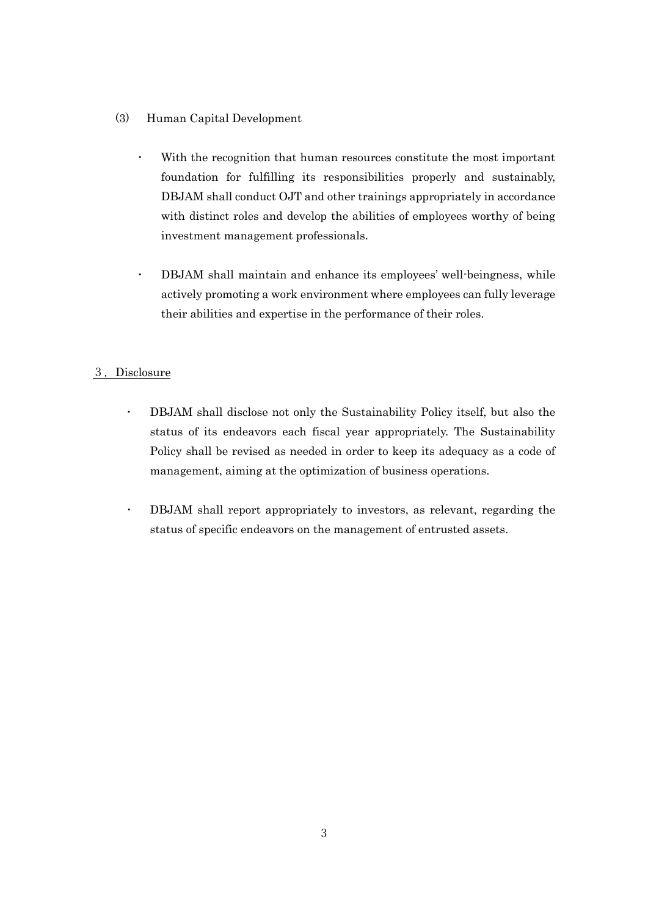(3) Human Capital Development

- With the recognition that human resources constitute the most important foundation for fulfilling its responsibilities properly and sustainably, DBJAM shall conduct OJT and other trainings appropriately in accordance with distinct roles and develop the abilities of employees worthy of being investment management professionals.

- DBJAM shall maintain and enhance its employees' well-beingness, while actively promoting a work environment where employees can fully leverage their abilities and expertise in the performance of their roles.

## 3．Disclosure

- DBJAM shall disclose not only the Sustainability Policy itself, but also the status of its endeavors each fiscal year appropriately. The Sustainability Policy shall be revised as needed in order to keep its adequacy as a code of management, aiming at the optimization of business operations.

- DBJAM shall report appropriately to investors, as relevant, regarding the status of specific endeavors on the management of entrusted assets.